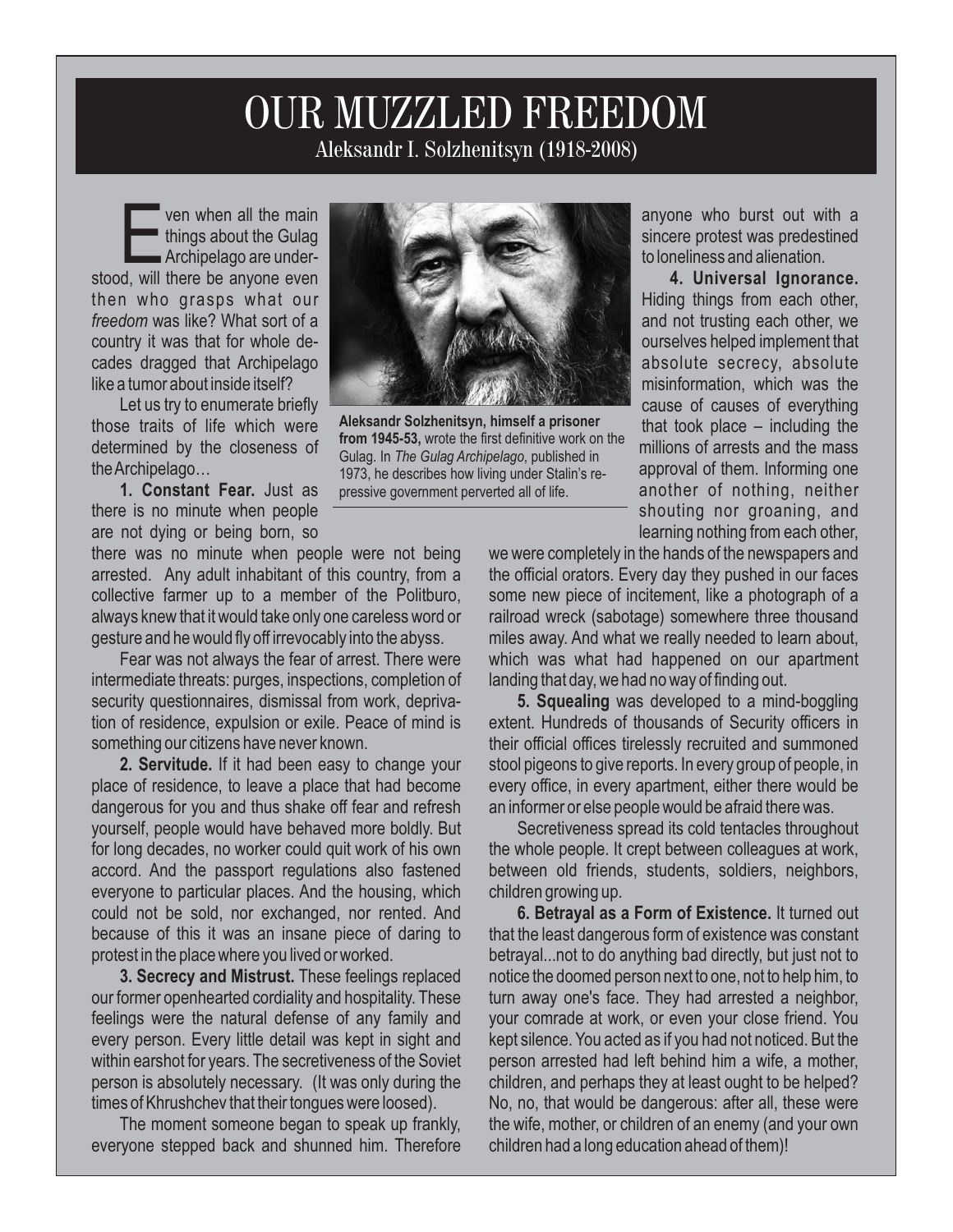# OUR MUZZLED FREEDOM

Aleksandr I. Solzhenitsyn (1918-2008)

**Aleksandr Solzhenitsyn, himself a prisoner from 1945-53,** wrote the first definitive work on the Gulag. In *The Gulag Archipelago*, published in 1973, he describes how living under Stalin's repressive government perverted all of life.

Even when all the main things about the Gulag Archipelago are understood, will there be anyone even then who grasps what our *freedom* was like? What sort of a country it was that for whole decades dragged that Archipelago like a tumor about inside itself?

Let us try to enumerate briefly those traits of life which were determined by the closeness of the Archipelago…

**1. Constant Fear.** Just as there is no minute when people are not dying or being born, so there was no minute when people were not being arrested. Any adult inhabitant of this country, from a collective farmer up to a member of the Politburo, always knew that it would take only one careless word or gesture and he would fly off irrevocably into the abyss.

Fear was not always the fear of arrest. There were intermediate threats: purges, inspections, completion of security questionnaires, dismissal from work, deprivation of residence, expulsion or exile. Peace of mind is something our citizens have never known.

**2. Servitude.** If it had been easy to change your place of residence, to leave a place that had become dangerous for you and thus shake off fear and refresh yourself, people would have behaved more boldly. But for long decades, no worker could quit work of his own accord. And the passport regulations also fastened everyone to particular places. And the housing, which could not be sold, nor exchanged, nor rented. And because of this it was an insane piece of daring to protest in the place where you lived or worked.

**3. Secrecy and Mistrust.** These feelings replaced our former openhearted cordiality and hospitality. These feelings were the natural defense of any family and every person. Every little detail was kept in sight and within earshot for years. The secretiveness of the Soviet person is absolutely necessary. (It was only during the times of Khrushchev that their tongues were loosed).

The moment someone began to speak up frankly, everyone stepped back and shunned him. Therefore anyone who burst out with a sincere protest was predestined to loneliness and alienation.

**4. Universal Ignorance.** Hiding things from each other, and not trusting each other, we ourselves helped implement that absolute secrecy, absolute misinformation, which was the cause of causes of everything that took place – including the millions of arrests and the mass approval of them. Informing one another of nothing, neither shouting nor groaning, and learning nothing from each other, we were completely in the hands of the newspapers and the official orators. Every day they pushed in our faces some new piece of incitement, like a photograph of a railroad wreck (sabotage) somewhere three thousand miles away. And what we really needed to learn about, which was what had happened on our apartment landing that day, we had no way of finding out.

**5. Squealing** was developed to a mind-boggling extent. Hundreds of thousands of Security officers in their official offices tirelessly recruited and summoned stool pigeons to give reports. In every group of people, in every office, in every apartment, either there would be an informer or else people would be afraid there was.

Secretiveness spread its cold tentacles throughout the whole people. It crept between colleagues at work, between old friends, students, soldiers, neighbors, children growing up.

**6. Betrayal as a Form of Existence.** It turned out that the least dangerous form of existence was constant betrayal...not to do anything bad directly, but just not to notice the doomed person next to one, not to help him, to turn away one's face. They had arrested a neighbor, your comrade at work, or even your close friend. You kept silence. You acted as if you had not noticed. But the person arrested had left behind him a wife, a mother, children, and perhaps they at least ought to be helped? No, no, that would be dangerous: after all, these were the wife, mother, or children of an enemy (and your own children had a long education ahead of them)!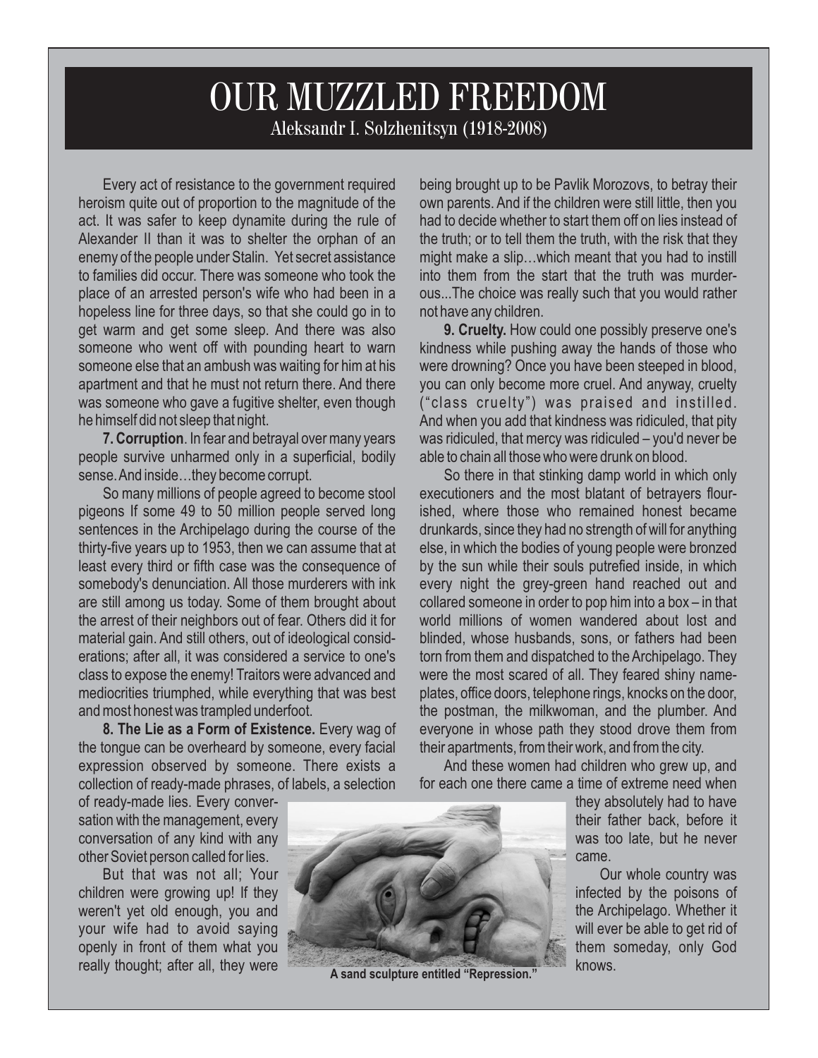# OUR MUZZLED FREEDOM

Aleksandr I. Solzhenitsyn (1918-2008)

Every act of resistance to the government required heroism quite out of proportion to the magnitude of the act. It was safer to keep dynamite during the rule of Alexander II than it was to shelter the orphan of an enemy of the people under Stalin. Yet secret assistance to families did occur. There was someone who took the place of an arrested person's wife who had been in a hopeless line for three days, so that she could go in to get warm and get some sleep. And there was also someone who went off with pounding heart to warn someone else that an ambush was waiting for him at his apartment and that he must not return there. And there was someone who gave a fugitive shelter, even though he himself did not sleep that night.

**7. Corruption**. In fear and betrayal over many years people survive unharmed only in a superficial, bodily sense. And inside…they become corrupt.

So many millions of people agreed to become stool pigeons If some 49 to 50 million people served long sentences in the Archipelago during the course of the thirty-five years up to 1953, then we can assume that at least every third or fifth case was the consequence of somebody's denunciation. All those murderers with ink are still among us today. Some of them brought about the arrest of their neighbors out of fear. Others did it for material gain. And still others, out of ideological considerations; after all, it was considered a service to one's class to expose the enemy! Traitors were advanced and mediocrities triumphed, while everything that was best and most honest was trampled underfoot.

**8. The Lie as a Form of Existence.** Every wag of the tongue can be overheard by someone, every facial expression observed by someone. There exists a collection of ready-made phrases, of labels, a selection of ready-made lies. Every conversation with the management, every conversation of any kind with any other Soviet person called for lies.

But that was not all; Your children were growing up! If they weren't yet old enough, you and your wife had to avoid saying openly in front of them what you really thought; after all, they were being brought up to be Pavlik Morozovs, to betray their own parents. And if the children were still little, then you had to decide whether to start them off on lies instead of the truth; or to tell them the truth, with the risk that they might make a slip…which meant that you had to instill into them from the start that the truth was murderous...The choice was really such that you would rather not have any children.

**9. Cruelty.** How could one possibly preserve one's kindness while pushing away the hands of those who were drowning? Once you have been steeped in blood, you can only become more cruel. And anyway, cruelty ("class cruelty") was praised and instilled. And when you add that kindness was ridiculed, that pity was ridiculed, that mercy was ridiculed – you'd never be able to chain all those who were drunk on blood.

So there in that stinking damp world in which only executioners and the most blatant of betrayers flourished, where those who remained honest became drunkards, since they had no strength of will for anything else, in which the bodies of young people were bronzed by the sun while their souls putrefied inside, in which every night the grey-green hand reached out and collared someone in order to pop him into a box – in that world millions of women wandered about lost and blinded, whose husbands, sons, or fathers had been torn from them and dispatched to the Archipelago. They were the most scared of all. They feared shiny nameplates, office doors, telephone rings, knocks on the door, the postman, the milkwoman, and the plumber. And everyone in whose path they stood drove them from their apartments, from their work, and from the city.

And these women had children who grew up, and for each one there came a time of extreme need when they absolutely had to have their father back, before it was too late, but he never came.

Our whole country was infected by the poisons of the Archipelago. Whether it will ever be able to get rid of them someday, only God knows.

A sand sculpture entitled "Repression."